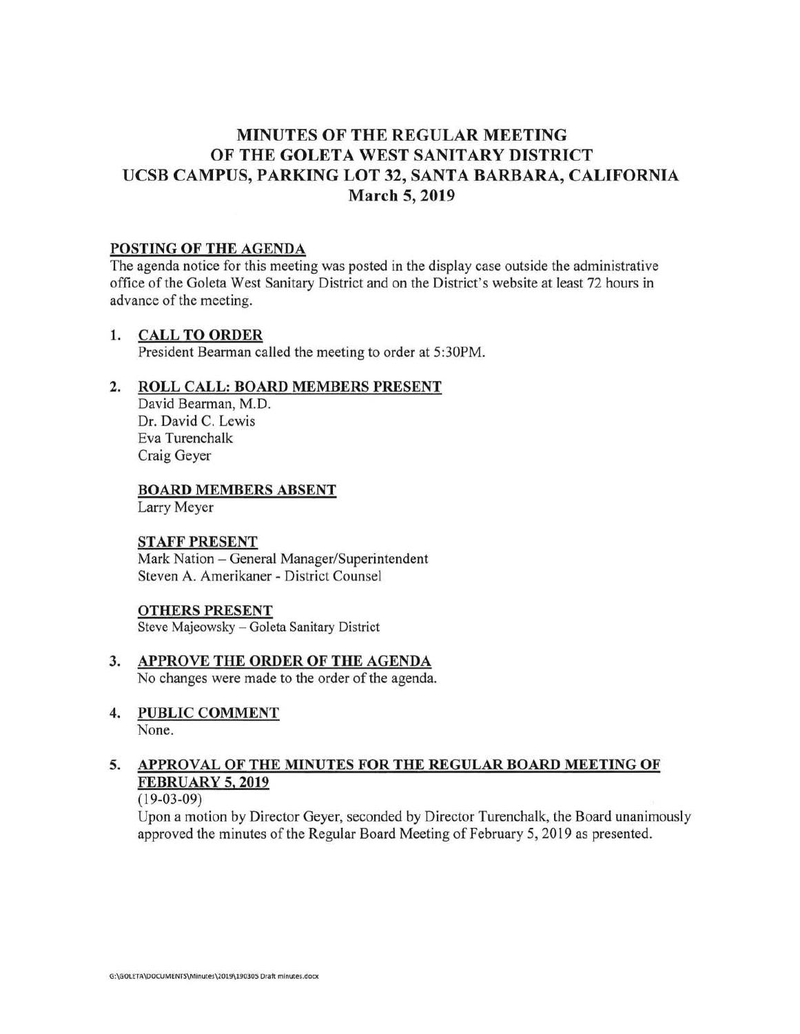# MINUTES OF THE REGULAR MEETING OF THE GOLETA WEST SANITARY DISTRICT UCSB CAMPUS, PARKING LOT 32, SANTA BARBARA, CALIFORNIA March 5, 2019

## POSTING OF THE AGENDA

The agenda notice for this meeting was posted in the display case outside the administrative office of the Goleta West Sanitary District and on the District's website at least 72 hours in advance of the meeting.

## 1. CALL TO ORDER

President Bearman called the meeting to order at 5:30PM.

## 2. ROLL CALL: BOARD MEMBERS PRESENT

David Bearman, M.D.
Dr. David C. Lewis
Eva Turenchalk
Craig Geyer

### BOARD MEMBERS ABSENT

Larry Meyer

### STAFF PRESENT

Mark Nation – General Manager/Superintendent
Steven A. Amerikaner - District Counsel

### OTHERS PRESENT

Steve Majeowsky – Goleta Sanitary District

## 3. APPROVE THE ORDER OF THE AGENDA

No changes were made to the order of the agenda.

## 4. PUBLIC COMMENT

None.

## 5. APPROVAL OF THE MINUTES FOR THE REGULAR BOARD MEETING OF FEBRUARY 5, 2019

(19-03-09)

Upon a motion by Director Geyer, seconded by Director Turenchalk, the Board unanimously approved the minutes of the Regular Board Meeting of February 5, 2019 as presented.

G:\GOLETA\DOCUMENTS\Minutes\2019\190305 Draft minutes.docx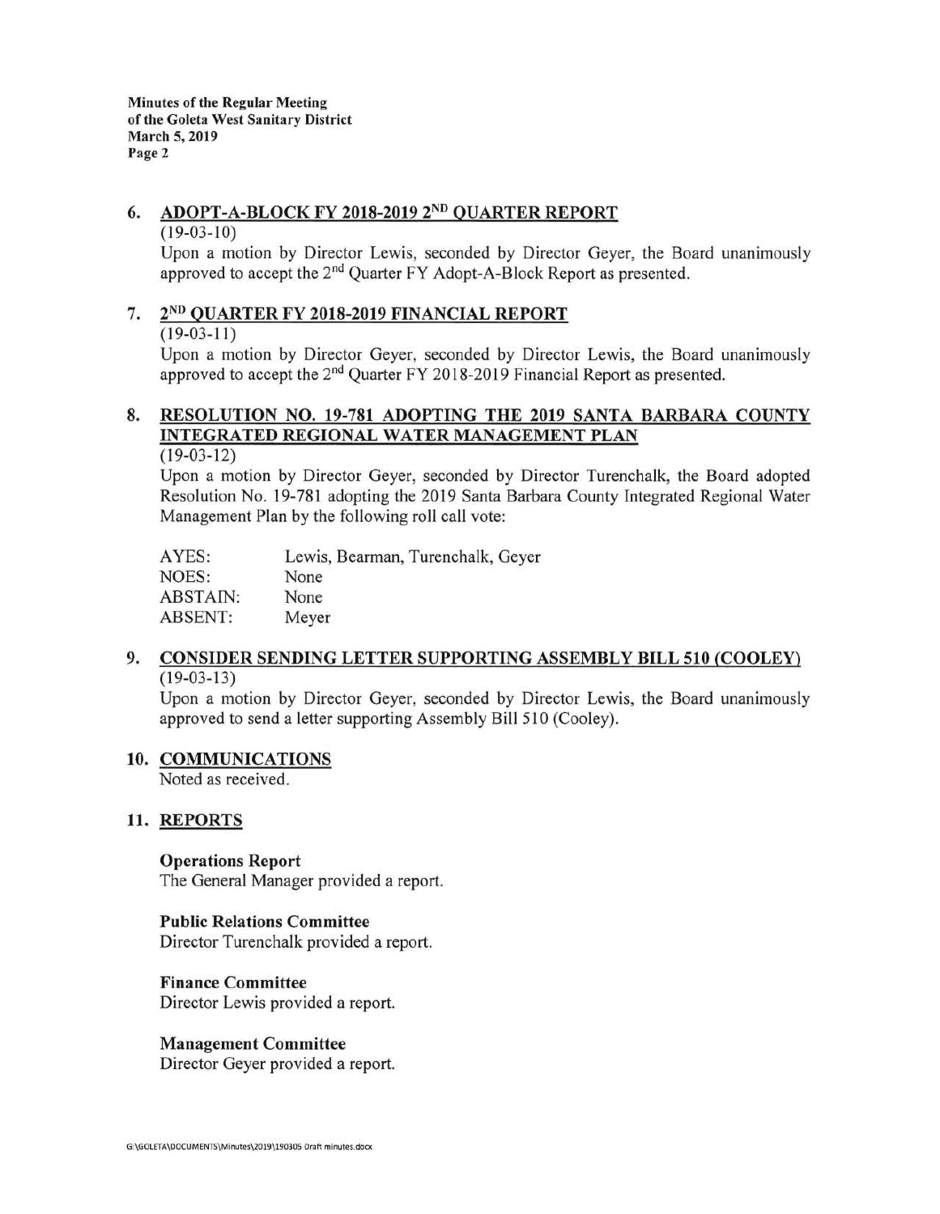## 6. ADOPT-A-BLOCK FY 2018-2019 2ND QUARTER REPORT

(19-03-10)

Upon a motion by Director Lewis, seconded by Director Geyer, the Board unanimously approved to accept the 2nd Quarter FY Adopt-A-Block Report as presented.

## 7. 2ND QUARTER FY 2018-2019 FINANCIAL REPORT

(19-03-11)

Upon a motion by Director Geyer, seconded by Director Lewis, the Board unanimously approved to accept the 2nd Quarter FY 2018-2019 Financial Report as presented.

## 8. RESOLUTION NO. 19-781 ADOPTING THE 2019 SANTA BARBARA COUNTY INTEGRATED REGIONAL WATER MANAGEMENT PLAN

(19-03-12)

Upon a motion by Director Geyer, seconded by Director Turenchalk, the Board adopted Resolution No. 19-781 adopting the 2019 Santa Barbara County Integrated Regional Water Management Plan by the following roll call vote:

| | |
|---|---|
| AYES: | Lewis, Bearman, Turenchalk, Geyer |
| NOES: | None |
| ABSTAIN: | None |
| ABSENT: | Meyer |

## 9. CONSIDER SENDING LETTER SUPPORTING ASSEMBLY BILL 510 (COOLEY)

(19-03-13)

Upon a motion by Director Geyer, seconded by Director Lewis, the Board unanimously approved to send a letter supporting Assembly Bill 510 (Cooley).

## 10. COMMUNICATIONS

Noted as received.

## 11. REPORTS

**Operations Report**

The General Manager provided a report.

**Public Relations Committee**

Director Turenchalk provided a report.

**Finance Committee**

Director Lewis provided a report.

**Management Committee**

Director Geyer provided a report.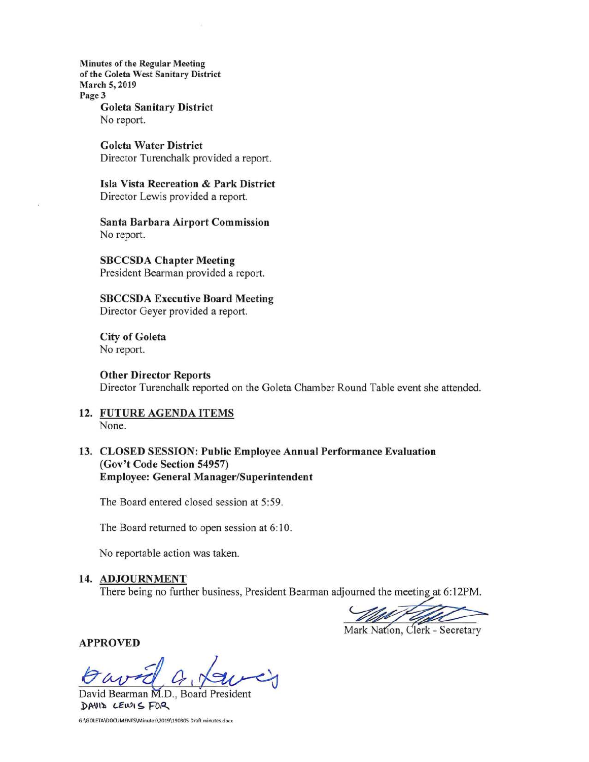**Goleta Sanitary District**
No report.

**Goleta Water District**
Director Turenchalk provided a report.

**Isla Vista Recreation & Park District**
Director Lewis provided a report.

**Santa Barbara Airport Commission**
No report.

**SBCCSDA Chapter Meeting**
President Bearman provided a report.

**SBCCSDA Executive Board Meeting**
Director Geyer provided a report.

**City of Goleta**
No report.

**Other Director Reports**
Director Turenchalk reported on the Goleta Chamber Round Table event she attended.

12. **FUTURE AGENDA ITEMS**
None.

13. **CLOSED SESSION: Public Employee Annual Performance Evaluation (Gov't Code Section 54957)**
**Employee: General Manager/Superintendent**

The Board entered closed session at 5:59.

The Board returned to open session at 6:10.

No reportable action was taken.

14. **ADJOURNMENT**
There being no further business, President Bearman adjourned the meeting at 6:12PM.

Mark Nation, Clerk - Secretary

**APPROVED**

David Bearman M.D., Board President
DAVID LEWIS FOR

G:\GOLETA\DOCUMENTS\Minutes\2019\190305 Draft minutes.docx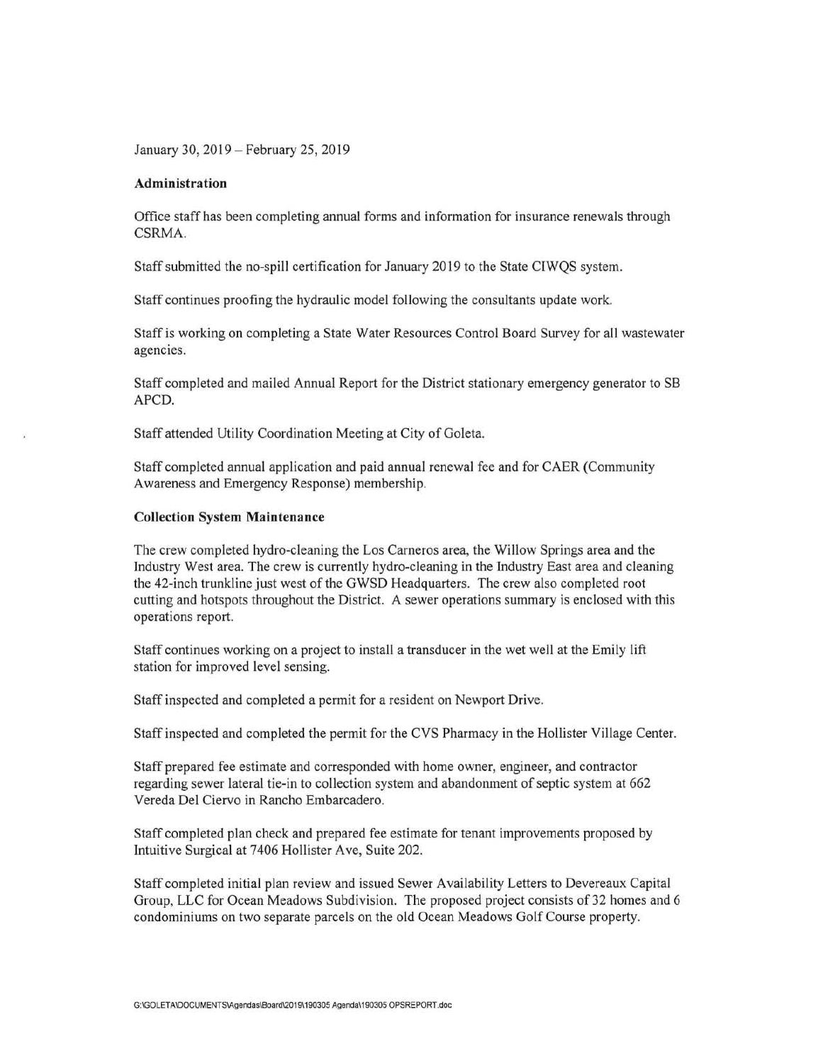January 30, 2019 – February 25, 2019

**Administration**

Office staff has been completing annual forms and information for insurance renewals through CSRMA.

Staff submitted the no-spill certification for January 2019 to the State CIWQS system.

Staff continues proofing the hydraulic model following the consultants update work.

Staff is working on completing a State Water Resources Control Board Survey for all wastewater agencies.

Staff completed and mailed Annual Report for the District stationary emergency generator to SB APCD.

Staff attended Utility Coordination Meeting at City of Goleta.

Staff completed annual application and paid annual renewal fee and for CAER (Community Awareness and Emergency Response) membership.

**Collection System Maintenance**

The crew completed hydro-cleaning the Los Carneros area, the Willow Springs area and the Industry West area. The crew is currently hydro-cleaning in the Industry East area and cleaning the 42-inch trunkline just west of the GWSD Headquarters. The crew also completed root cutting and hotspots throughout the District. A sewer operations summary is enclosed with this operations report.

Staff continues working on a project to install a transducer in the wet well at the Emily lift station for improved level sensing.

Staff inspected and completed a permit for a resident on Newport Drive.

Staff inspected and completed the permit for the CVS Pharmacy in the Hollister Village Center.

Staff prepared fee estimate and corresponded with home owner, engineer, and contractor regarding sewer lateral tie-in to collection system and abandonment of septic system at 662 Vereda Del Ciervo in Rancho Embarcadero.

Staff completed plan check and prepared fee estimate for tenant improvements proposed by Intuitive Surgical at 7406 Hollister Ave, Suite 202.

Staff completed initial plan review and issued Sewer Availability Letters to Devereaux Capital Group, LLC for Ocean Meadows Subdivision. The proposed project consists of 32 homes and 6 condominiums on two separate parcels on the old Ocean Meadows Golf Course property.

G:\GOLETA\DOCUMENTS\Agendas\Board\2019\190305 Agenda\190305 OPSREPORT.doc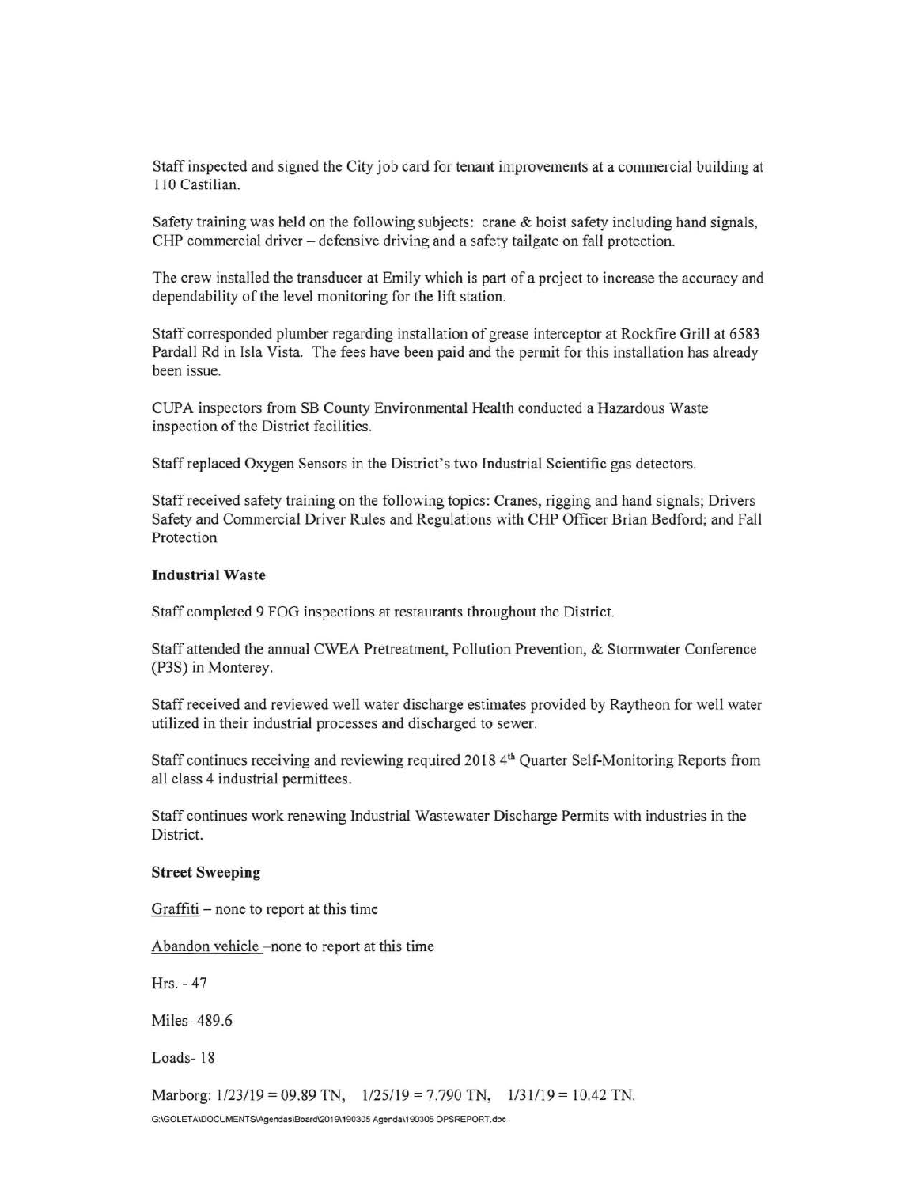Staff inspected and signed the City job card for tenant improvements at a commercial building at 110 Castilian.

Safety training was held on the following subjects: crane & hoist safety including hand signals, CHP commercial driver – defensive driving and a safety tailgate on fall protection.

The crew installed the transducer at Emily which is part of a project to increase the accuracy and dependability of the level monitoring for the lift station.

Staff corresponded plumber regarding installation of grease interceptor at Rockfire Grill at 6583 Pardall Rd in Isla Vista. The fees have been paid and the permit for this installation has already been issue.

CUPA inspectors from SB County Environmental Health conducted a Hazardous Waste inspection of the District facilities.

Staff replaced Oxygen Sensors in the District's two Industrial Scientific gas detectors.

Staff received safety training on the following topics: Cranes, rigging and hand signals; Drivers Safety and Commercial Driver Rules and Regulations with CHP Officer Brian Bedford; and Fall Protection

**Industrial Waste**

Staff completed 9 FOG inspections at restaurants throughout the District.

Staff attended the annual CWEA Pretreatment, Pollution Prevention, & Stormwater Conference (P3S) in Monterey.

Staff received and reviewed well water discharge estimates provided by Raytheon for well water utilized in their industrial processes and discharged to sewer.

Staff continues receiving and reviewing required 2018 4th Quarter Self-Monitoring Reports from all class 4 industrial permittees.

Staff continues work renewing Industrial Wastewater Discharge Permits with industries in the District.

**Street Sweeping**

Graffiti – none to report at this time

Abandon vehicle –none to report at this time

Hrs. - 47

Miles- 489.6

Loads- 18

Marborg: 1/23/19 = 09.89 TN, 1/25/19 = 7.790 TN, 1/31/19 = 10.42 TN.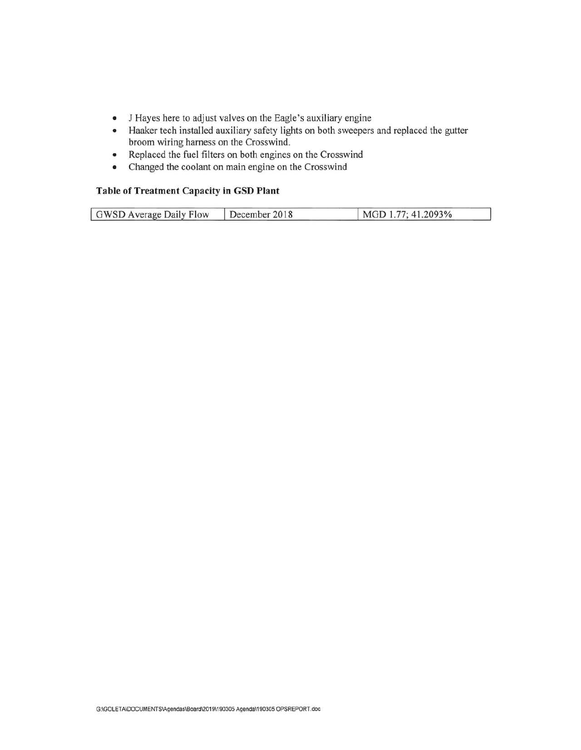- J Hayes here to adjust valves on the Eagle's auxiliary engine
- Haaker tech installed auxiliary safety lights on both sweepers and replaced the gutter broom wiring harness on the Crosswind.
- Replaced the fuel filters on both engines on the Crosswind
- Changed the coolant on main engine on the Crosswind

**Table of Treatment Capacity in GSD Plant**

| GWSD Average Daily Flow | December 2018 | MGD 1.77; 41.2093% |
|---|---|---|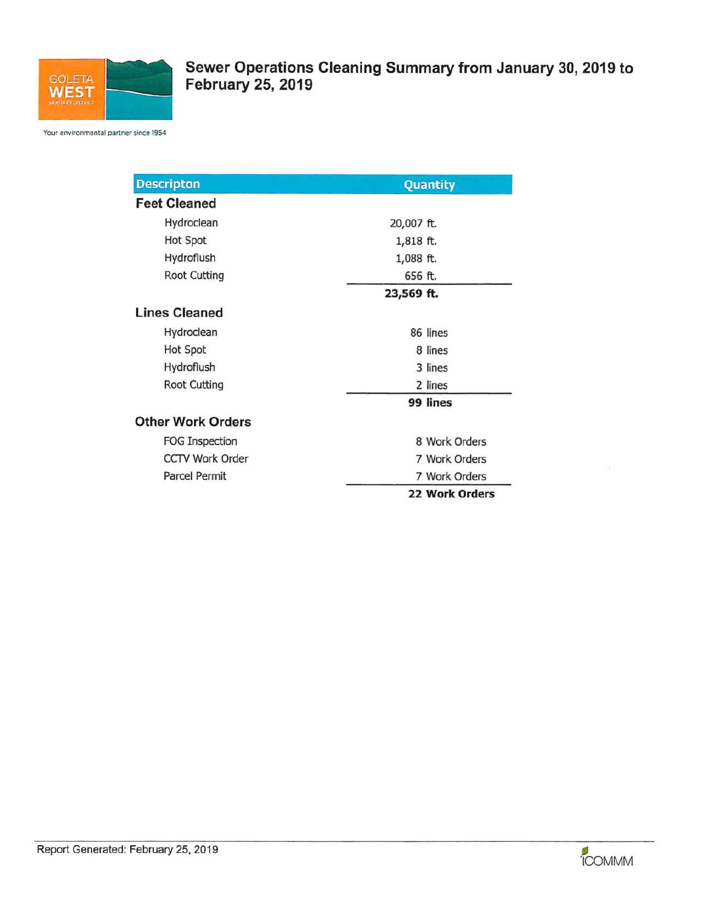# Sewer Operations Cleaning Summary from January 30, 2019 to February 25, 2019

GOLETA WEST SANITARY DISTRICT

Your environmental partner since 1954

| Descripton | Quantity |
|---|---|
| **Feet Cleaned** | |
| Hydroclean | 20,007 ft. |
| Hot Spot | 1,818 ft. |
| Hydroflush | 1,088 ft. |
| Root Cutting | 656 ft. |
| | **23,569 ft.** |
| **Lines Cleaned** | |
| Hydroclean | 86 lines |
| Hot Spot | 8 lines |
| Hydroflush | 3 lines |
| Root Cutting | 2 lines |
| | **99 lines** |
| **Other Work Orders** | |
| FOG Inspection | 8 Work Orders |
| CCTV Work Order | 7 Work Orders |
| Parcel Permit | 7 Work Orders |
| | **22 Work Orders** |

Report Generated: February 25, 2019

ICOMMM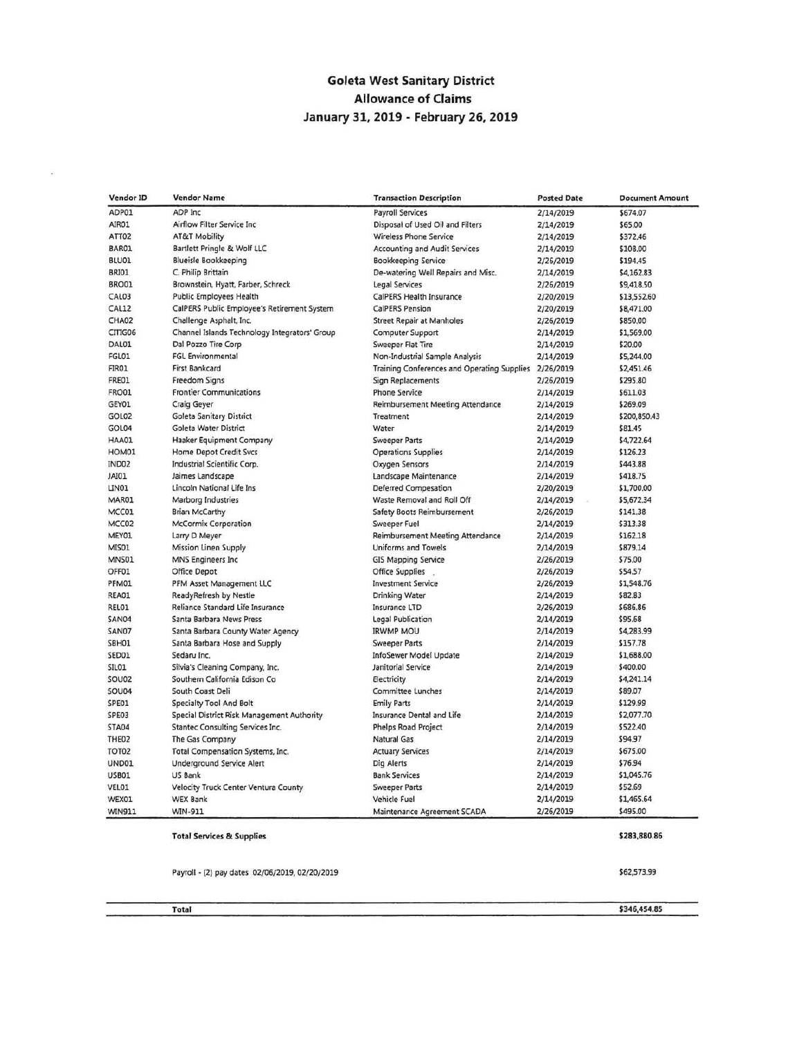# Goleta West Sanitary District
## Allowance of Claims
### January 31, 2019 - February 26, 2019

| Vendor ID | Vendor Name | Transaction Description | Posted Date | Document Amount |
|---|---|---|---|---|
| ADP01 | ADP Inc | Payroll Services | 2/14/2019 | $674.07 |
| AIR01 | Airflow Filter Service Inc | Disposal of Used Oil and Filters | 2/14/2019 | $65.00 |
| ATT02 | AT&T Mobility | Wireless Phone Service | 2/14/2019 | $372.46 |
| BAR01 | Bartlett Pringle & Wolf LLC | Accounting and Audit Services | 2/14/2019 | $108.00 |
| BLU01 | Blueisle Bookkeeping | Bookkeeping Service | 2/26/2019 | $194.45 |
| BRI01 | C. Philip Brittain | De-watering Well Repairs and Misc. | 2/14/2019 | $4,162.83 |
| BRO01 | Brownstein, Hyatt, Farber, Schreck | Legal Services | 2/26/2019 | $9,418.50 |
| CAL03 | Public Employees Health | CalPERS Health Insurance | 2/20/2019 | $13,552.60 |
| CAL12 | CalPERS Public Employee's Retirement System | CalPERS Pension | 2/20/2019 | $8,471.00 |
| CHA02 | Challenge Asphalt, Inc. | Street Repair at Manholes | 2/26/2019 | $850.00 |
| CITG06 | Channel Islands Technology Integrators' Group | Computer Support | 2/14/2019 | $1,569.00 |
| DAL01 | Dal Pozzo Tire Corp | Sweeper Flat Tire | 2/14/2019 | $20.00 |
| FGL01 | FGL Environmental | Non-Industrial Sample Analysis | 2/14/2019 | $5,244.00 |
| FIR01 | First Bankcard | Training Conferences and Operating Supplies | 2/26/2019 | $2,451.46 |
| FRE01 | Freedom Signs | Sign Replacements | 2/26/2019 | $295.80 |
| FRO01 | Frontier Communications | Phone Service | 2/14/2019 | $611.03 |
| GEY01 | Craig Geyer | Reimbursement Meeting Attendance | 2/14/2019 | $269.09 |
| GOL02 | Goleta Sanitary District | Treatment | 2/14/2019 | $200,850.43 |
| GOL04 | Goleta Water District | Water | 2/14/2019 | $81.45 |
| HAA01 | Haaker Equipment Company | Sweeper Parts | 2/14/2019 | $4,722.64 |
| HOM01 | Home Depot Credit Svcs | Operations Supplies | 2/14/2019 | $126.23 |
| IND02 | Industrial Scientific Corp. | Oxygen Sensors | 2/14/2019 | $443.88 |
| JAI01 | Jaimes Landscape | Landscape Maintenance | 2/14/2019 | $418.75 |
| LIN01 | Lincoln National Life Ins | Deferred Compesation | 2/20/2019 | $1,700.00 |
| MAR01 | Marborg Industries | Waste Removal and Roll Off | 2/14/2019 | $5,672.34 |
| MCC01 | Brian McCarthy | Safety Boots Reimbursement | 2/26/2019 | $141.38 |
| MCC02 | McCormix Corporation | Sweeper Fuel | 2/14/2019 | $313.38 |
| MEY01 | Larry D Meyer | Reimbursement Meeting Attendance | 2/14/2019 | $162.18 |
| MIS01 | Mission Linen Supply | Uniforms and Towels | 2/14/2019 | $879.14 |
| MNS01 | MNS Engineers Inc | GIS Mapping Service | 2/26/2019 | $75.00 |
| OFF01 | Office Depot | Office Supplies | 2/26/2019 | $54.57 |
| PFM01 | PFM Asset Management LLC | Investment Service | 2/26/2019 | $1,548.76 |
| REA01 | ReadyRefresh by Nestle | Drinking Water | 2/14/2019 | $82.83 |
| REL01 | Reliance Standard Life Insurance | Insurance LTD | 2/26/2019 | $686.86 |
| SAN04 | Santa Barbara News Press | Legal Publication | 2/14/2019 | $95.68 |
| SAN07 | Santa Barbara County Water Agency | IRWMP MOU | 2/14/2019 | $4,283.99 |
| SBH01 | Santa Barbara Hose and Supply | Sweeper Parts | 2/14/2019 | $157.78 |
| SED01 | Sedaru Inc. | InfoSewer Model Update | 2/14/2019 | $1,688.00 |
| SIL01 | Silvia's Cleaning Company, Inc. | Janitorial Service | 2/14/2019 | $400.00 |
| SOU02 | Southern California Edison Co | Electricity | 2/14/2019 | $4,241.14 |
| SOU04 | South Coast Deli | Committee Lunches | 2/14/2019 | $89.07 |
| SPE01 | Specialty Tool And Bolt | Emily Parts | 2/14/2019 | $129.99 |
| SPE03 | Special District Risk Management Authority | Insurance Dental and Life | 2/14/2019 | $2,077.70 |
| STA04 | Stantec Consulting Services Inc. | Phelps Road Project | 2/14/2019 | $522.40 |
| THE02 | The Gas Company | Natural Gas | 2/14/2019 | $94.97 |
| TOT02 | Total Compensation Systems, Inc. | Actuary Services | 2/14/2019 | $675.00 |
| UND01 | Underground Service Alert | Dig Alerts | 2/14/2019 | $76.94 |
| USB01 | US Bank | Bank Services | 2/14/2019 | $1,045.76 |
| VEL01 | Velocity Truck Center Ventura County | Sweeper Parts | 2/14/2019 | $52.69 |
| WEX01 | WEX Bank | Vehicle Fuel | 2/14/2019 | $1,465.64 |
| WIN911 | WIN-911 | Maintenance Agreement SCADA | 2/26/2019 | $495.00 |
| | **Total Services & Supplies** | | | **$283,880.86** |
| | Payroll - (2) pay dates 02/06/2019, 02/20/2019 | | | $62,573.99 |
| | **Total** | | | **$346,454.85** |